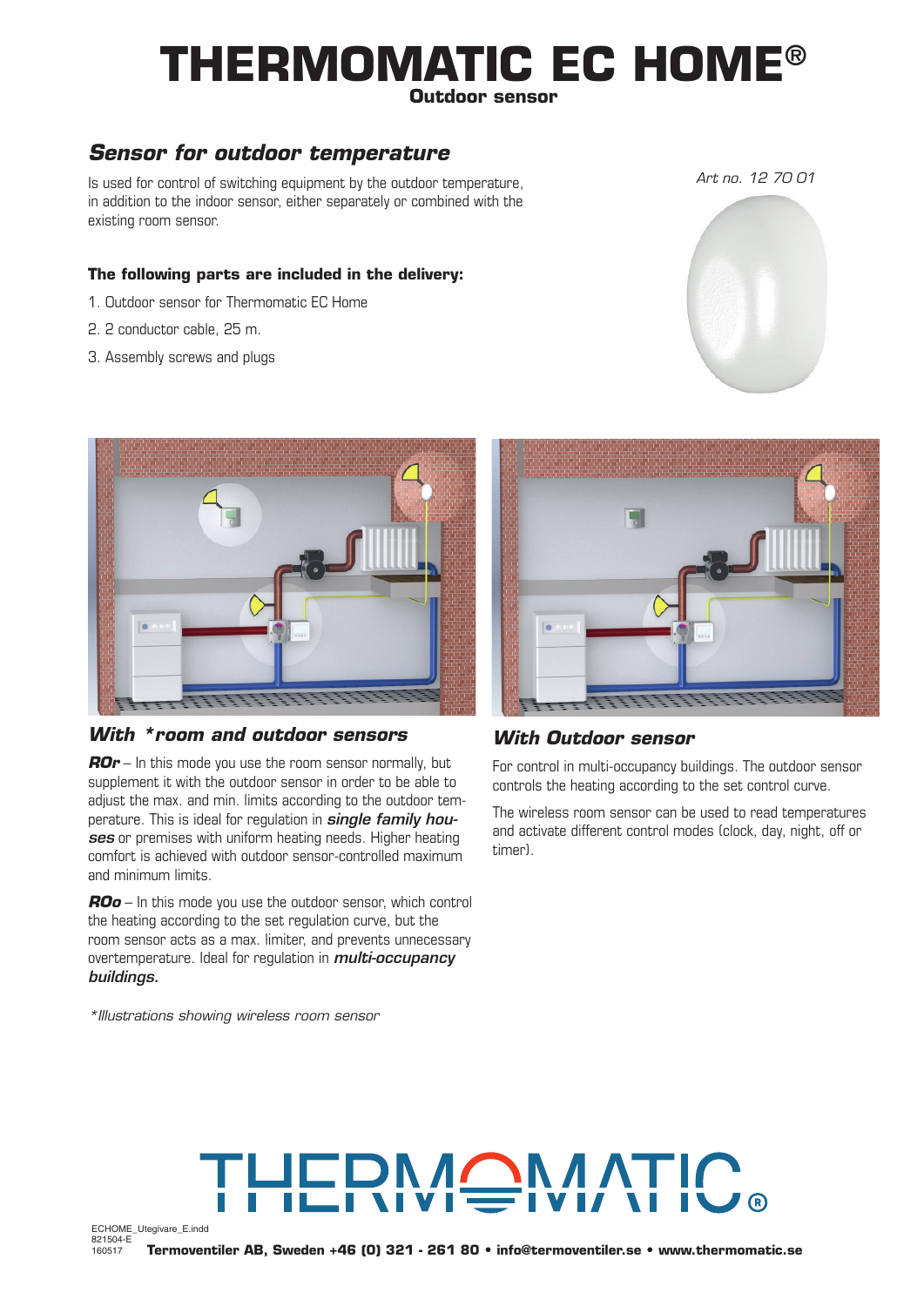# THERMOMATIC EC HOME®

**Outdoor sensor**

## *Sensor for outdoor temperature*

Is used for control of switching equipment by the outdoor temperature, in addition to the indoor sensor, either separately or combined with the existing room sensor.

*Art no. 12 70 01*

**The following parts are included in the delivery:**

1. Outdoor sensor for Thermomatic EC Home
2. 2 conductor cable, 25 m.
3. Assembly screws and plugs

### *With \*room and outdoor sensors*

***ROr*** – In this mode you use the room sensor normally, but supplement it with the outdoor sensor in order to be able to adjust the max. and min. limits according to the outdoor temperature. This is ideal for regulation in ***single family houses*** or premises with uniform heating needs. Higher heating comfort is achieved with outdoor sensor-controlled maximum and minimum limits.

***ROo*** – In this mode you use the outdoor sensor, which control the heating according to the set regulation curve, but the room sensor acts as a max. limiter, and prevents unnecessary overtemperature. Ideal for regulation in ***multi-occupancy buildings.***

*\*Illustrations showing wireless room sensor*

### *With Outdoor sensor*

For control in multi-occupancy buildings. The outdoor sensor controls the heating according to the set control curve.

The wireless room sensor can be used to read temperatures and activate different control modes (clock, day, night, off or timer).

THERMOMATIC®

ECHOME_Utegivare_E.indd
821504-E
160517

**Termoventiler AB, Sweden +46 (0) 321 - 261 80 • info@termoventiler.se • www.thermomatic.se**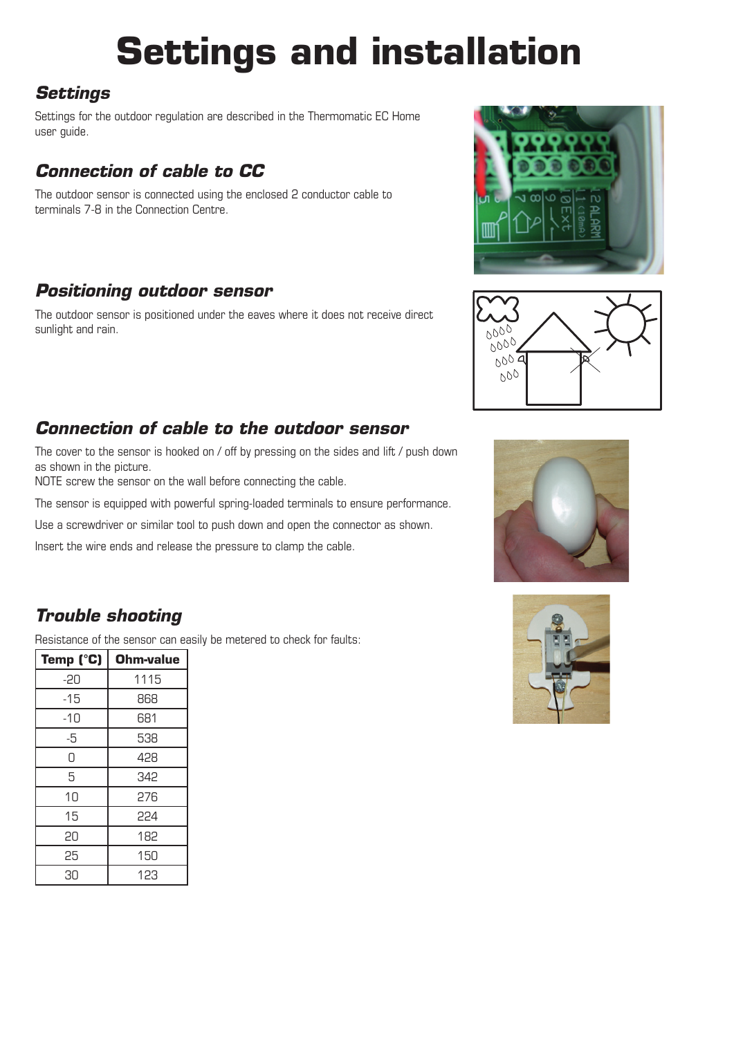# Settings and installation

## *Settings*

Settings for the outdoor regulation are described in the Thermomatic EC Home user guide.

## *Connection of cable to CC*

The outdoor sensor is connected using the enclosed 2 conductor cable to terminals 7-8 in the Connection Centre.

## *Positioning outdoor sensor*

The outdoor sensor is positioned under the eaves where it does not receive direct sunlight and rain.

## *Connection of cable to the outdoor sensor*

The cover to the sensor is hooked on / off by pressing on the sides and lift / push down as shown in the picture.
NOTE screw the sensor on the wall before connecting the cable.

The sensor is equipped with powerful spring-loaded terminals to ensure performance.

Use a screwdriver or similar tool to push down and open the connector as shown.

Insert the wire ends and release the pressure to clamp the cable.

## *Trouble shooting*

Resistance of the sensor can easily be metered to check for faults:

| Temp (°C) | Ohm-value |
|---|---|
| -20 | 1115 |
| -15 | 868 |
| -10 | 681 |
| -5 | 538 |
| 0 | 428 |
| 5 | 342 |
| 10 | 276 |
| 15 | 224 |
| 20 | 182 |
| 25 | 150 |
| 30 | 123 |